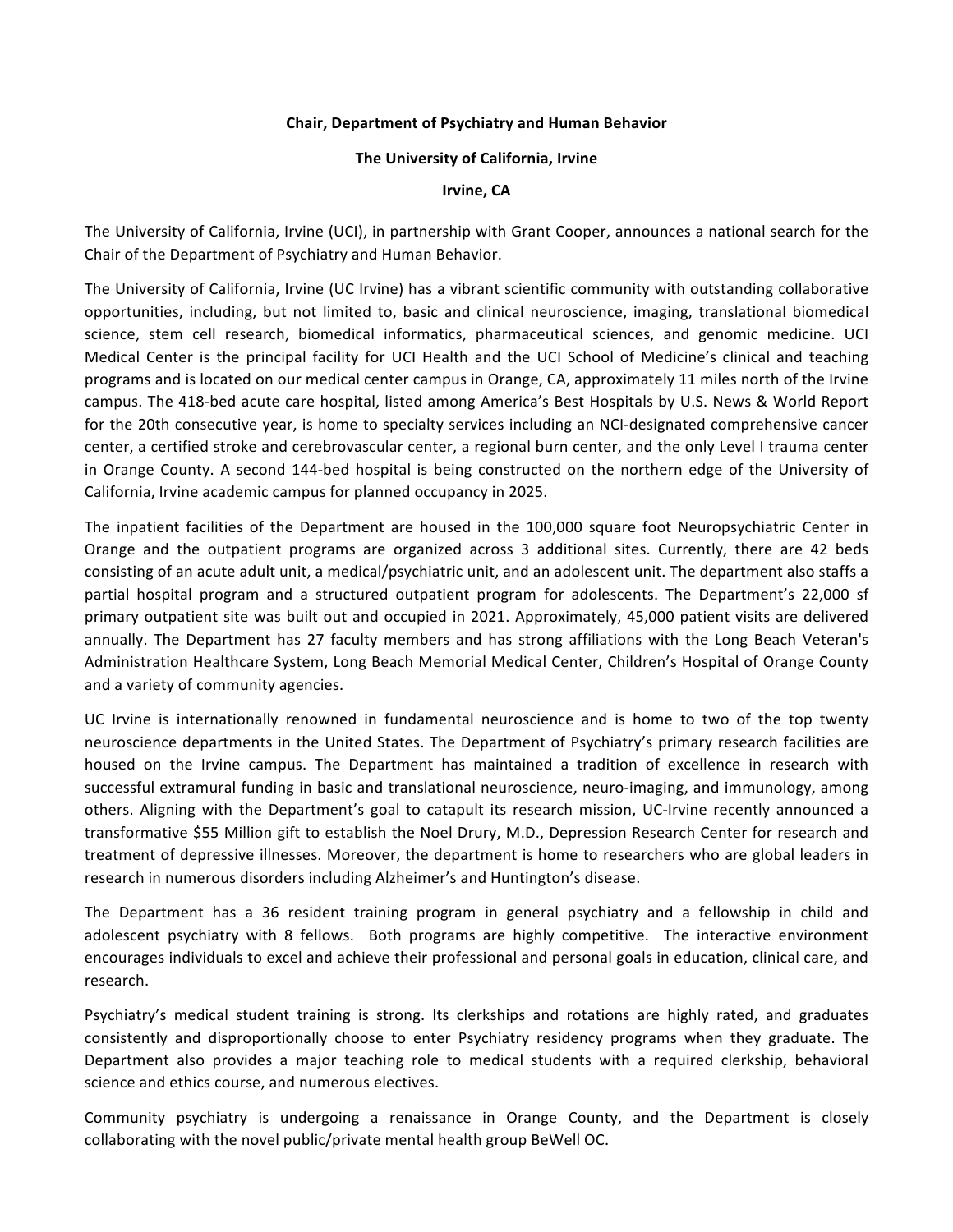**Chair, Department of Psychiatry and Human Behavior**

**The University of California, Irvine**

**Irvine, CA**

The University of California, Irvine (UCI), in partnership with Grant Cooper, announces a national search for the Chair of the Department of Psychiatry and Human Behavior.

The University of California, Irvine (UC Irvine) has a vibrant scientific community with outstanding collaborative opportunities, including, but not limited to, basic and clinical neuroscience, imaging, translational biomedical science, stem cell research, biomedical informatics, pharmaceutical sciences, and genomic medicine. UCI Medical Center is the principal facility for UCI Health and the UCI School of Medicine's clinical and teaching programs and is located on our medical center campus in Orange, CA, approximately 11 miles north of the Irvine campus. The 418-bed acute care hospital, listed among America's Best Hospitals by U.S. News & World Report for the 20th consecutive year, is home to specialty services including an NCI-designated comprehensive cancer center, a certified stroke and cerebrovascular center, a regional burn center, and the only Level I trauma center in Orange County. A second 144-bed hospital is being constructed on the northern edge of the University of California, Irvine academic campus for planned occupancy in 2025.

The inpatient facilities of the Department are housed in the 100,000 square foot Neuropsychiatric Center in Orange and the outpatient programs are organized across 3 additional sites. Currently, there are 42 beds consisting of an acute adult unit, a medical/psychiatric unit, and an adolescent unit. The department also staffs a partial hospital program and a structured outpatient program for adolescents. The Department's 22,000 sf primary outpatient site was built out and occupied in 2021. Approximately, 45,000 patient visits are delivered annually. The Department has 27 faculty members and has strong affiliations with the Long Beach Veteran's Administration Healthcare System, Long Beach Memorial Medical Center, Children's Hospital of Orange County and a variety of community agencies.

UC Irvine is internationally renowned in fundamental neuroscience and is home to two of the top twenty neuroscience departments in the United States. The Department of Psychiatry's primary research facilities are housed on the Irvine campus. The Department has maintained a tradition of excellence in research with successful extramural funding in basic and translational neuroscience, neuro-imaging, and immunology, among others. Aligning with the Department's goal to catapult its research mission, UC-Irvine recently announced a transformative $55 Million gift to establish the Noel Drury, M.D., Depression Research Center for research and treatment of depressive illnesses. Moreover, the department is home to researchers who are global leaders in research in numerous disorders including Alzheimer's and Huntington's disease.

The Department has a 36 resident training program in general psychiatry and a fellowship in child and adolescent psychiatry with 8 fellows. Both programs are highly competitive. The interactive environment encourages individuals to excel and achieve their professional and personal goals in education, clinical care, and research.

Psychiatry's medical student training is strong. Its clerkships and rotations are highly rated, and graduates consistently and disproportionally choose to enter Psychiatry residency programs when they graduate. The Department also provides a major teaching role to medical students with a required clerkship, behavioral science and ethics course, and numerous electives.

Community psychiatry is undergoing a renaissance in Orange County, and the Department is closely collaborating with the novel public/private mental health group BeWell OC.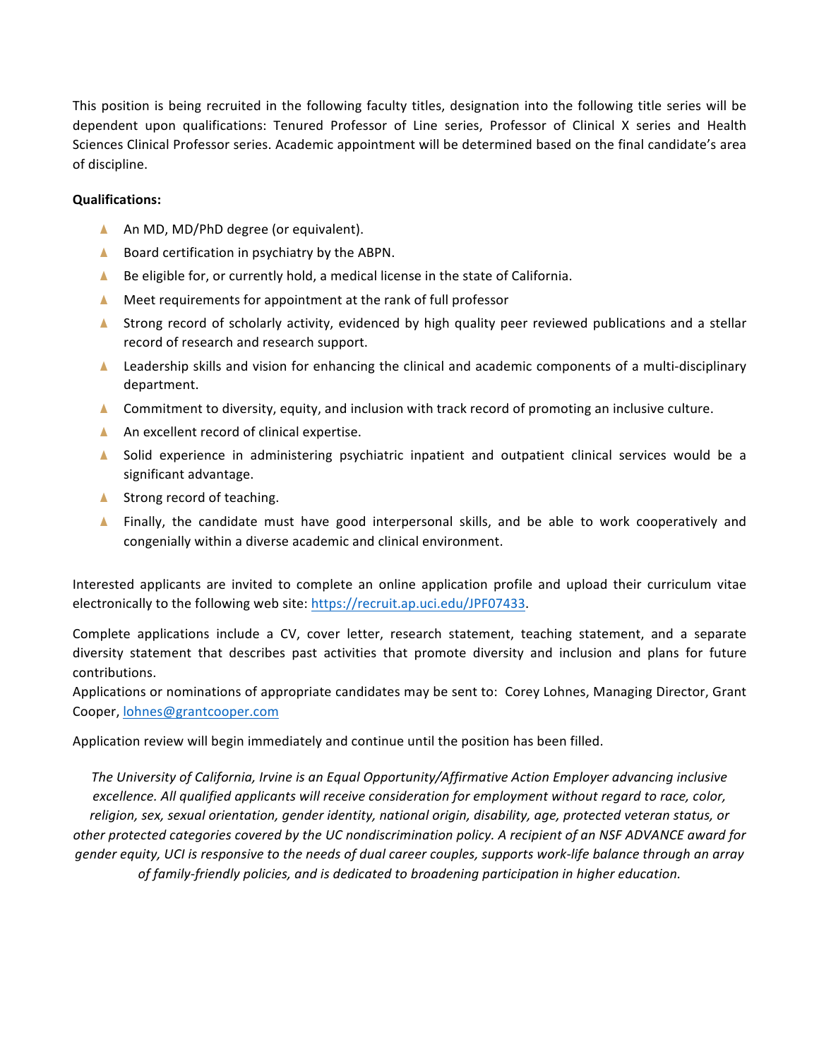This position is being recruited in the following faculty titles, designation into the following title series will be dependent upon qualifications: Tenured Professor of Line series, Professor of Clinical X series and Health Sciences Clinical Professor series. Academic appointment will be determined based on the final candidate's area of discipline.

**Qualifications:**

- An MD, MD/PhD degree (or equivalent).
- Board certification in psychiatry by the ABPN.
- Be eligible for, or currently hold, a medical license in the state of California.
- Meet requirements for appointment at the rank of full professor
- Strong record of scholarly activity, evidenced by high quality peer reviewed publications and a stellar record of research and research support.
- Leadership skills and vision for enhancing the clinical and academic components of a multi-disciplinary department.
- Commitment to diversity, equity, and inclusion with track record of promoting an inclusive culture.
- An excellent record of clinical expertise.
- Solid experience in administering psychiatric inpatient and outpatient clinical services would be a significant advantage.
- Strong record of teaching.
- Finally, the candidate must have good interpersonal skills, and be able to work cooperatively and congenially within a diverse academic and clinical environment.

Interested applicants are invited to complete an online application profile and upload their curriculum vitae electronically to the following web site: https://recruit.ap.uci.edu/JPF07433.

Complete applications include a CV, cover letter, research statement, teaching statement, and a separate diversity statement that describes past activities that promote diversity and inclusion and plans for future contributions.
Applications or nominations of appropriate candidates may be sent to: Corey Lohnes, Managing Director, Grant Cooper, lohnes@grantcooper.com

Application review will begin immediately and continue until the position has been filled.

*The University of California, Irvine is an Equal Opportunity/Affirmative Action Employer advancing inclusive excellence. All qualified applicants will receive consideration for employment without regard to race, color, religion, sex, sexual orientation, gender identity, national origin, disability, age, protected veteran status, or other protected categories covered by the UC nondiscrimination policy. A recipient of an NSF ADVANCE award for gender equity, UCI is responsive to the needs of dual career couples, supports work-life balance through an array of family-friendly policies, and is dedicated to broadening participation in higher education.*